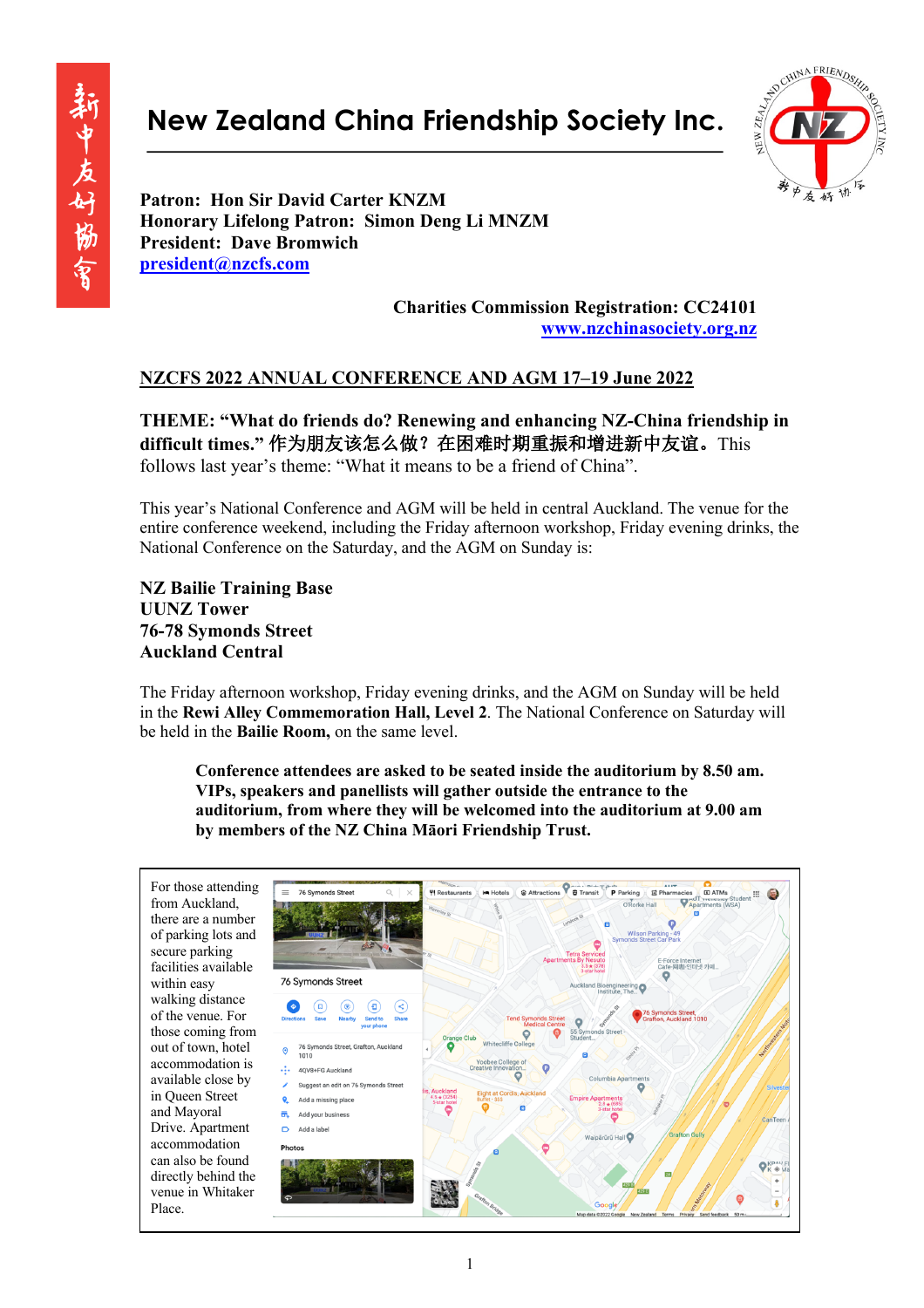# New Zealand China Friendship Society Inc.

**Patron: Hon Sir David Carter KNZM**
**Honorary Lifelong Patron: Simon Deng Li MNZM**
**President: Dave Bromwich**
president@nzcfs.com

**Charities Commission Registration: CC24101**
www.nzchinasociety.org.nz

## NZCFS 2022 ANNUAL CONFERENCE AND AGM 17–19 June 2022

**THEME: "What do friends do? Renewing and enhancing NZ-China friendship in difficult times." 作为朋友该怎么做？在困难时期重振和增进新中友谊。** This follows last year's theme: "What it means to be a friend of China".

This year's National Conference and AGM will be held in central Auckland. The venue for the entire conference weekend, including the Friday afternoon workshop, Friday evening drinks, the National Conference on the Saturday, and the AGM on Sunday is:

**NZ Bailie Training Base**
**UUNZ Tower**
**76-78 Symonds Street**
**Auckland Central**

The Friday afternoon workshop, Friday evening drinks, and the AGM on Sunday will be held in the **Rewi Alley Commemoration Hall, Level 2**. The National Conference on Saturday will be held in the **Bailie Room,** on the same level.

**Conference attendees are asked to be seated inside the auditorium by 8.50 am. VIPs, speakers and panellists will gather outside the entrance to the auditorium, from where they will be welcomed into the auditorium at 9.00 am by members of the NZ China Māori Friendship Trust.**

For those attending from Auckland, there are a number of parking lots and secure parking facilities available within easy walking distance of the venue. For those coming from out of town, hotel accommodation is available close by in Queen Street and Mayoral Drive. Apartment accommodation can also be found directly behind the venue in Whitaker Place.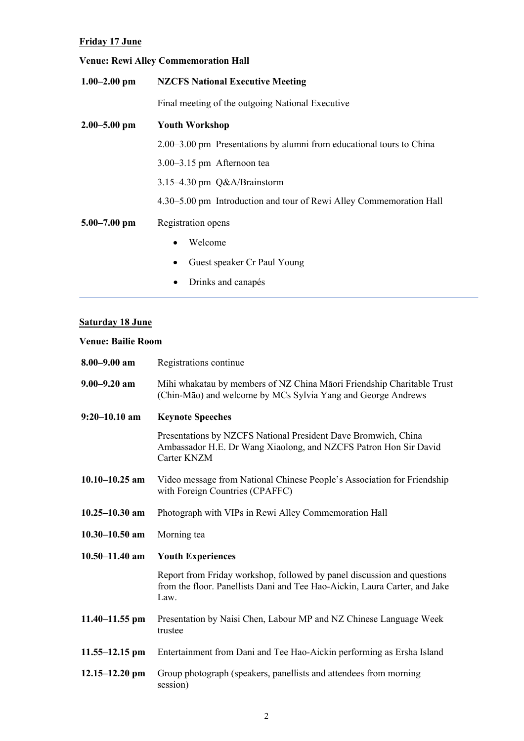**Friday 17 June**

**Venue: Rewi Alley Commemoration Hall**

| | |
|---|---|
| **1.00–2.00 pm** | **NZCFS National Executive Meeting** |
| | Final meeting of the outgoing National Executive |
| **2.00–5.00 pm** | **Youth Workshop** |
| | 2.00–3.00 pm Presentations by alumni from educational tours to China |
| | 3.00–3.15 pm Afternoon tea |
| | 3.15–4.30 pm Q&A/Brainstorm |
| | 4.30–5.00 pm Introduction and tour of Rewi Alley Commemoration Hall |
| **5.00–7.00 pm** | Registration opens |
| | • Welcome |
| | • Guest speaker Cr Paul Young |
| | • Drinks and canapés |

**Saturday 18 June**

**Venue: Bailie Room**

| | |
|---|---|
| **8.00–9.00 am** | Registrations continue |
| **9.00–9.20 am** | Mihi whakatau by members of NZ China Māori Friendship Charitable Trust (Chin-Māo) and welcome by MCs Sylvia Yang and George Andrews |
| **9:20–10.10 am** | **Keynote Speeches** |
| | Presentations by NZCFS National President Dave Bromwich, China Ambassador H.E. Dr Wang Xiaolong, and NZCFS Patron Hon Sir David Carter KNZM |
| **10.10–10.25 am** | Video message from National Chinese People's Association for Friendship with Foreign Countries (CPAFFC) |
| **10.25–10.30 am** | Photograph with VIPs in Rewi Alley Commemoration Hall |
| **10.30–10.50 am** | Morning tea |
| **10.50–11.40 am** | **Youth Experiences** |
| | Report from Friday workshop, followed by panel discussion and questions from the floor. Panellists Dani and Tee Hao-Aickin, Laura Carter, and Jake Law. |
| **11.40–11.55 pm** | Presentation by Naisi Chen, Labour MP and NZ Chinese Language Week trustee |
| **11.55–12.15 pm** | Entertainment from Dani and Tee Hao-Aickin performing as Ersha Island |
| **12.15–12.20 pm** | Group photograph (speakers, panellists and attendees from morning session) |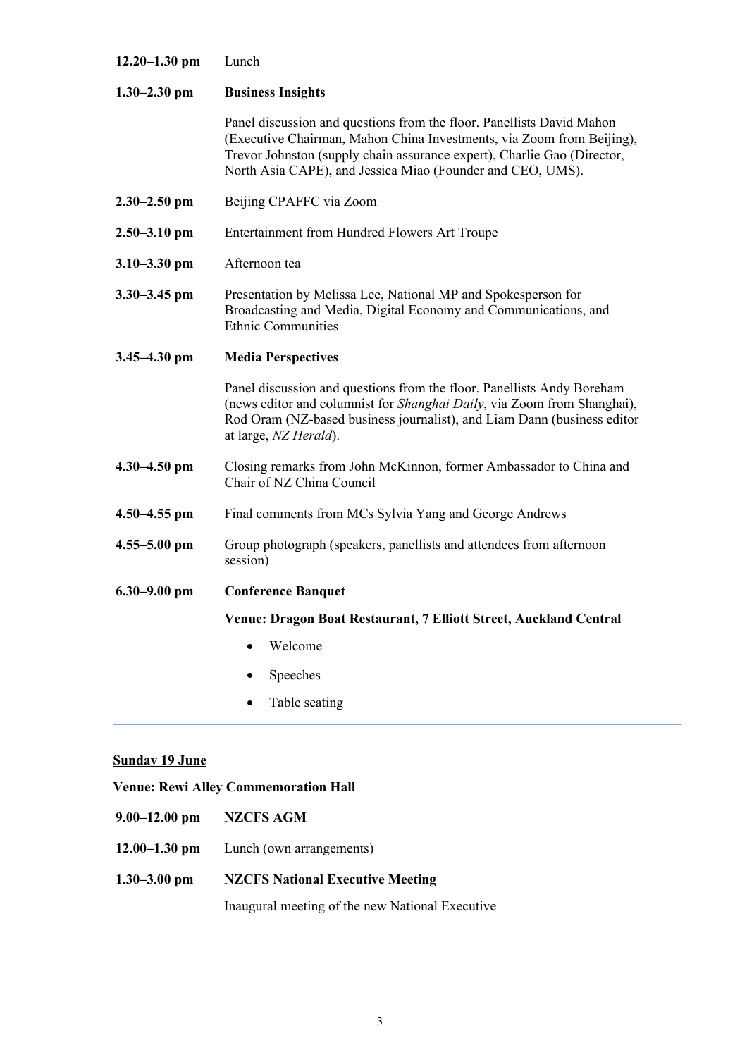**12.20–1.30 pm** Lunch

**1.30–2.30 pm** **Business Insights**

Panel discussion and questions from the floor. Panellists David Mahon (Executive Chairman, Mahon China Investments, via Zoom from Beijing), Trevor Johnston (supply chain assurance expert), Charlie Gao (Director, North Asia CAPE), and Jessica Miao (Founder and CEO, UMS).

**2.30–2.50 pm** Beijing CPAFFC via Zoom

**2.50–3.10 pm** Entertainment from Hundred Flowers Art Troupe

**3.10–3.30 pm** Afternoon tea

**3.30–3.45 pm** Presentation by Melissa Lee, National MP and Spokesperson for Broadcasting and Media, Digital Economy and Communications, and Ethnic Communities

**3.45–4.30 pm** **Media Perspectives**

Panel discussion and questions from the floor. Panellists Andy Boreham (news editor and columnist for *Shanghai Daily*, via Zoom from Shanghai), Rod Oram (NZ-based business journalist), and Liam Dann (business editor at large, *NZ Herald*).

**4.30–4.50 pm** Closing remarks from John McKinnon, former Ambassador to China and Chair of NZ China Council

**4.50–4.55 pm** Final comments from MCs Sylvia Yang and George Andrews

**4.55–5.00 pm** Group photograph (speakers, panellists and attendees from afternoon session)

**6.30–9.00 pm** **Conference Banquet**

**Venue: Dragon Boat Restaurant, 7 Elliott Street, Auckland Central**

- Welcome
- Speeches
- Table seating

---

**<u>Sunday 19 June</u>**

**Venue: Rewi Alley Commemoration Hall**

**9.00–12.00 pm** **NZCFS AGM**

**12.00–1.30 pm** Lunch (own arrangements)

**1.30–3.00 pm** **NZCFS National Executive Meeting**

Inaugural meeting of the new National Executive